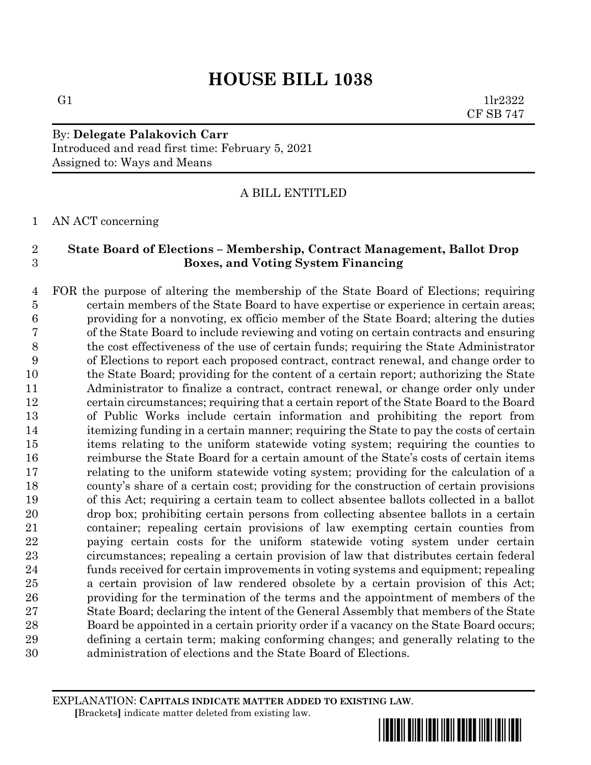# HOUSE BILL 1038

G1 1lr2322
CF SB 747

By: **Delegate Palakovich Carr**
Introduced and read first time: February 5, 2021
Assigned to: Ways and Means

A BILL ENTITLED

AN ACT concerning

**State Board of Elections – Membership, Contract Management, Ballot Drop Boxes, and Voting System Financing**

FOR the purpose of altering the membership of the State Board of Elections; requiring certain members of the State Board to have expertise or experience in certain areas; providing for a nonvoting, ex officio member of the State Board; altering the duties of the State Board to include reviewing and voting on certain contracts and ensuring the cost effectiveness of the use of certain funds; requiring the State Administrator of Elections to report each proposed contract, contract renewal, and change order to the State Board; providing for the content of a certain report; authorizing the State Administrator to finalize a contract, contract renewal, or change order only under certain circumstances; requiring that a certain report of the State Board to the Board of Public Works include certain information and prohibiting the report from itemizing funding in a certain manner; requiring the State to pay the costs of certain items relating to the uniform statewide voting system; requiring the counties to reimburse the State Board for a certain amount of the State's costs of certain items relating to the uniform statewide voting system; providing for the calculation of a county's share of a certain cost; providing for the construction of certain provisions of this Act; requiring a certain team to collect absentee ballots collected in a ballot drop box; prohibiting certain persons from collecting absentee ballots in a certain container; repealing certain provisions of law exempting certain counties from paying certain costs for the uniform statewide voting system under certain circumstances; repealing a certain provision of law that distributes certain federal funds received for certain improvements in voting systems and equipment; repealing a certain provision of law rendered obsolete by a certain provision of this Act; providing for the termination of the terms and the appointment of members of the State Board; declaring the intent of the General Assembly that members of the State Board be appointed in a certain priority order if a vacancy on the State Board occurs; defining a certain term; making conforming changes; and generally relating to the administration of elections and the State Board of Elections.

EXPLANATION: **CAPITALS INDICATE MATTER ADDED TO EXISTING LAW.**
**[**Brackets**]** indicate matter deleted from existing law.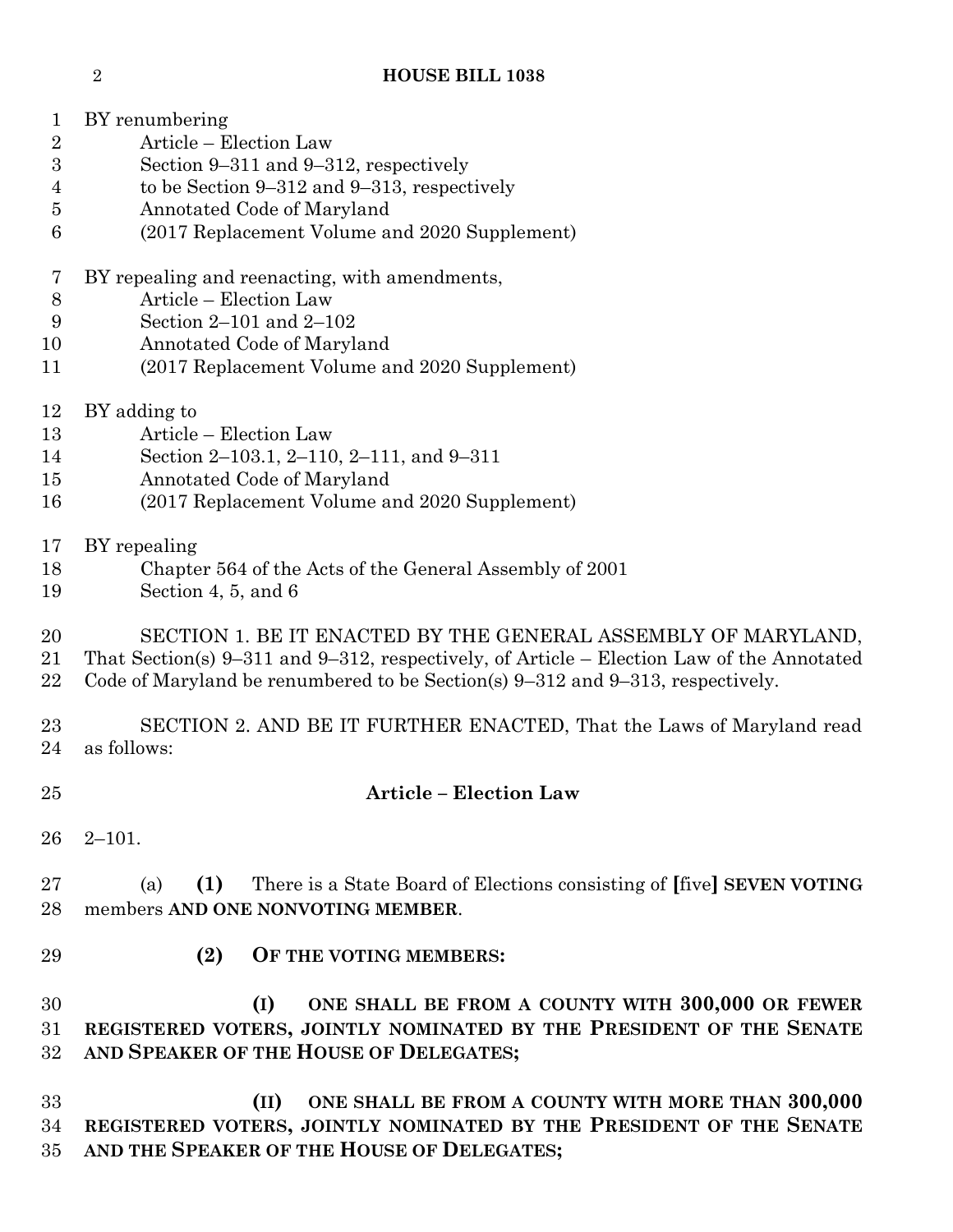BY renumbering
Article – Election Law
Section 9–311 and 9–312, respectively
to be Section 9–312 and 9–313, respectively
Annotated Code of Maryland
(2017 Replacement Volume and 2020 Supplement)

BY repealing and reenacting, with amendments,
Article – Election Law
Section 2–101 and 2–102
Annotated Code of Maryland
(2017 Replacement Volume and 2020 Supplement)

BY adding to
Article – Election Law
Section 2–103.1, 2–110, 2–111, and 9–311
Annotated Code of Maryland
(2017 Replacement Volume and 2020 Supplement)

BY repealing
Chapter 564 of the Acts of the General Assembly of 2001
Section 4, 5, and 6

SECTION 1. BE IT ENACTED BY THE GENERAL ASSEMBLY OF MARYLAND, That Section(s) 9–311 and 9–312, respectively, of Article – Election Law of the Annotated Code of Maryland be renumbered to be Section(s) 9–312 and 9–313, respectively.

SECTION 2. AND BE IT FURTHER ENACTED, That the Laws of Maryland read as follows:

**Article – Election Law**

2–101.

(a) **(1)** There is a State Board of Elections consisting of **[**five**]** **SEVEN VOTING** members **AND ONE NONVOTING MEMBER**.

**(2) OF THE VOTING MEMBERS:**

**(I) ONE SHALL BE FROM A COUNTY WITH 300,000 OR FEWER REGISTERED VOTERS, JOINTLY NOMINATED BY THE PRESIDENT OF THE SENATE AND SPEAKER OF THE HOUSE OF DELEGATES;**

**(II) ONE SHALL BE FROM A COUNTY WITH MORE THAN 300,000 REGISTERED VOTERS, JOINTLY NOMINATED BY THE PRESIDENT OF THE SENATE AND THE SPEAKER OF THE HOUSE OF DELEGATES;**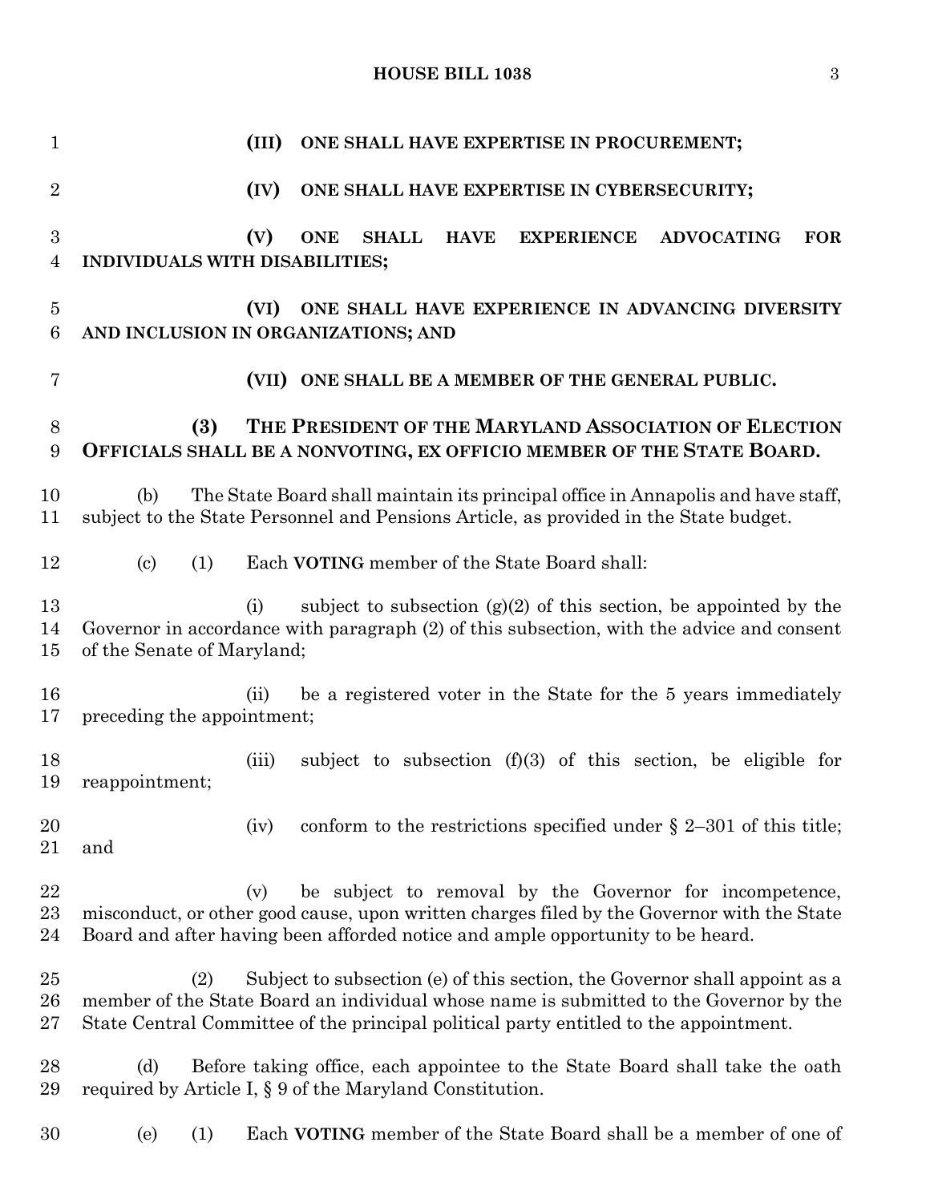(III) **ONE SHALL HAVE EXPERTISE IN PROCUREMENT;**

(IV) **ONE SHALL HAVE EXPERTISE IN CYBERSECURITY;**

(V) **ONE SHALL HAVE EXPERIENCE ADVOCATING FOR INDIVIDUALS WITH DISABILITIES;**

(VI) **ONE SHALL HAVE EXPERIENCE IN ADVANCING DIVERSITY AND INCLUSION IN ORGANIZATIONS; AND**

(VII) **ONE SHALL BE A MEMBER OF THE GENERAL PUBLIC.**

**(3) THE PRESIDENT OF THE MARYLAND ASSOCIATION OF ELECTION OFFICIALS SHALL BE A NONVOTING, EX OFFICIO MEMBER OF THE STATE BOARD.**

(b) The State Board shall maintain its principal office in Annapolis and have staff, subject to the State Personnel and Pensions Article, as provided in the State budget.

(c) (1) Each **VOTING** member of the State Board shall:

(i) subject to subsection (g)(2) of this section, be appointed by the Governor in accordance with paragraph (2) of this subsection, with the advice and consent of the Senate of Maryland;

(ii) be a registered voter in the State for the 5 years immediately preceding the appointment;

(iii) subject to subsection (f)(3) of this section, be eligible for reappointment;

(iv) conform to the restrictions specified under § 2–301 of this title; and

(v) be subject to removal by the Governor for incompetence, misconduct, or other good cause, upon written charges filed by the Governor with the State Board and after having been afforded notice and ample opportunity to be heard.

(2) Subject to subsection (e) of this section, the Governor shall appoint as a member of the State Board an individual whose name is submitted to the Governor by the State Central Committee of the principal political party entitled to the appointment.

(d) Before taking office, each appointee to the State Board shall take the oath required by Article I, § 9 of the Maryland Constitution.

(e) (1) Each **VOTING** member of the State Board shall be a member of one of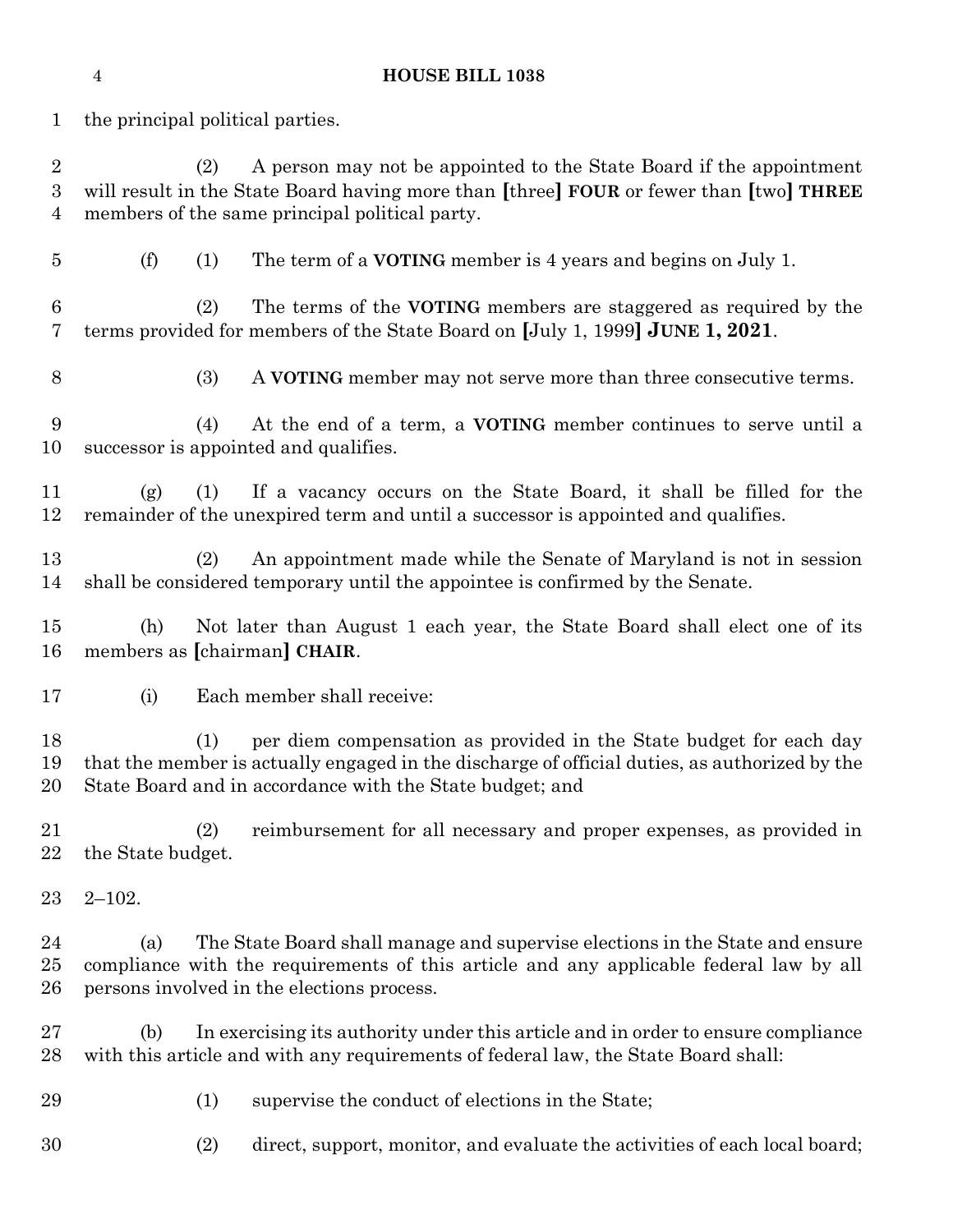the principal political parties.

(2) A person may not be appointed to the State Board if the appointment will result in the State Board having more than [three] **FOUR** or fewer than [two] **THREE** members of the same principal political party.

(f) (1) The term of a **VOTING** member is 4 years and begins on July 1.

(2) The terms of the **VOTING** members are staggered as required by the terms provided for members of the State Board on [July 1, 1999] **JUNE 1, 2021**.

(3) A **VOTING** member may not serve more than three consecutive terms.

(4) At the end of a term, a **VOTING** member continues to serve until a successor is appointed and qualifies.

(g) (1) If a vacancy occurs on the State Board, it shall be filled for the remainder of the unexpired term and until a successor is appointed and qualifies.

(2) An appointment made while the Senate of Maryland is not in session shall be considered temporary until the appointee is confirmed by the Senate.

(h) Not later than August 1 each year, the State Board shall elect one of its members as [chairman] **CHAIR**.

(i) Each member shall receive:

(1) per diem compensation as provided in the State budget for each day that the member is actually engaged in the discharge of official duties, as authorized by the State Board and in accordance with the State budget; and

(2) reimbursement for all necessary and proper expenses, as provided in the State budget.

2–102.

(a) The State Board shall manage and supervise elections in the State and ensure compliance with the requirements of this article and any applicable federal law by all persons involved in the elections process.

(b) In exercising its authority under this article and in order to ensure compliance with this article and with any requirements of federal law, the State Board shall:

(1) supervise the conduct of elections in the State;

(2) direct, support, monitor, and evaluate the activities of each local board;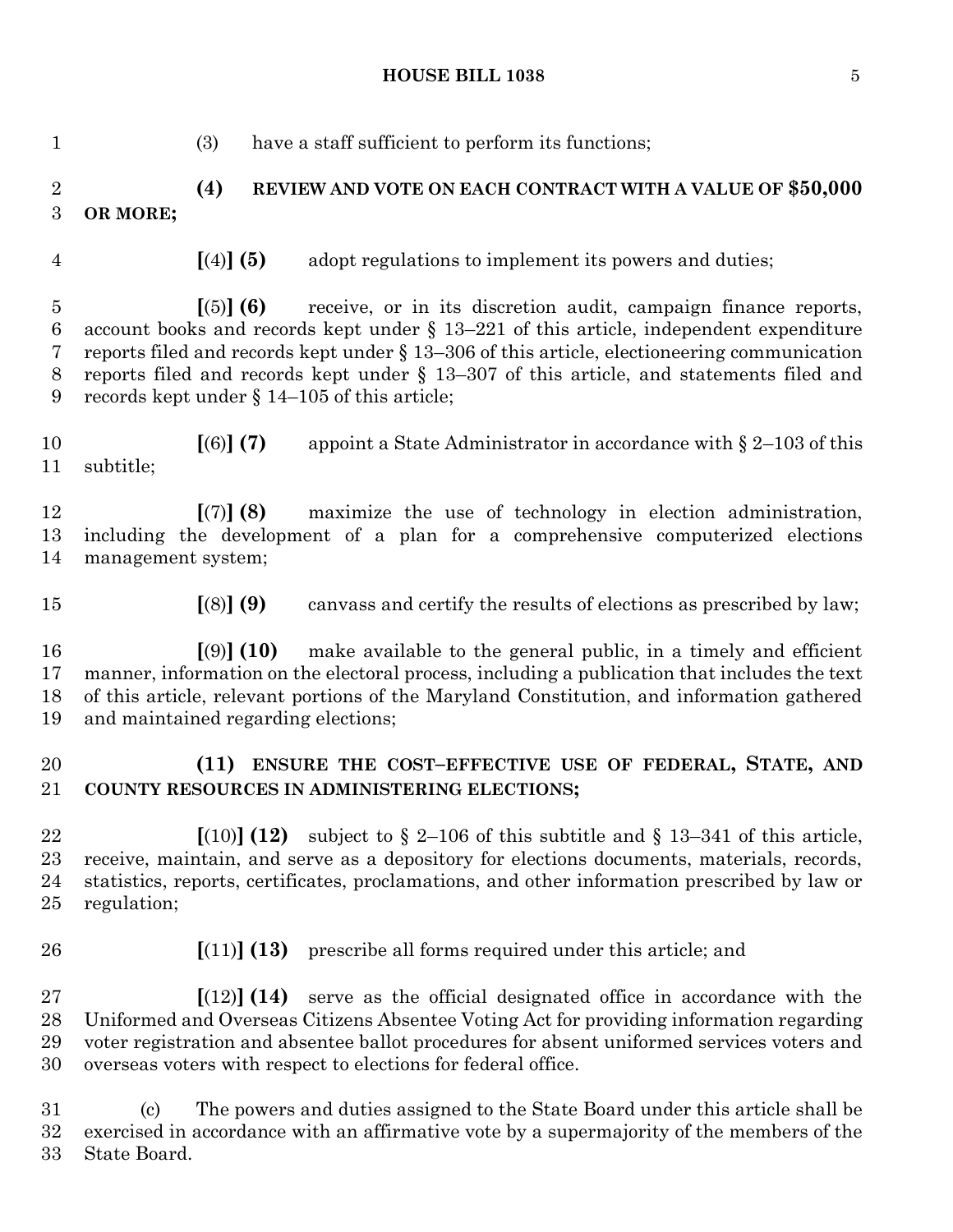(3) have a staff sufficient to perform its functions;

**(4) REVIEW AND VOTE ON EACH CONTRACT WITH A VALUE OF $50,000 OR MORE;**

**[**(4)**] (5)** adopt regulations to implement its powers and duties;

**[**(5)**] (6)** receive, or in its discretion audit, campaign finance reports, account books and records kept under § 13–221 of this article, independent expenditure reports filed and records kept under § 13–306 of this article, electioneering communication reports filed and records kept under § 13–307 of this article, and statements filed and records kept under § 14–105 of this article;

**[**(6)**] (7)** appoint a State Administrator in accordance with § 2–103 of this subtitle;

**[**(7)**] (8)** maximize the use of technology in election administration, including the development of a plan for a comprehensive computerized elections management system;

**[**(8)**] (9)** canvass and certify the results of elections as prescribed by law;

**[**(9)**] (10)** make available to the general public, in a timely and efficient manner, information on the electoral process, including a publication that includes the text of this article, relevant portions of the Maryland Constitution, and information gathered and maintained regarding elections;

**(11) ENSURE THE COST–EFFECTIVE USE OF FEDERAL, STATE, AND COUNTY RESOURCES IN ADMINISTERING ELECTIONS;**

**[**(10)**] (12)** subject to § 2–106 of this subtitle and § 13–341 of this article, receive, maintain, and serve as a depository for elections documents, materials, records, statistics, reports, certificates, proclamations, and other information prescribed by law or regulation;

**[**(11)**] (13)** prescribe all forms required under this article; and

**[**(12)**] (14)** serve as the official designated office in accordance with the Uniformed and Overseas Citizens Absentee Voting Act for providing information regarding voter registration and absentee ballot procedures for absent uniformed services voters and overseas voters with respect to elections for federal office.

(c) The powers and duties assigned to the State Board under this article shall be exercised in accordance with an affirmative vote by a supermajority of the members of the State Board.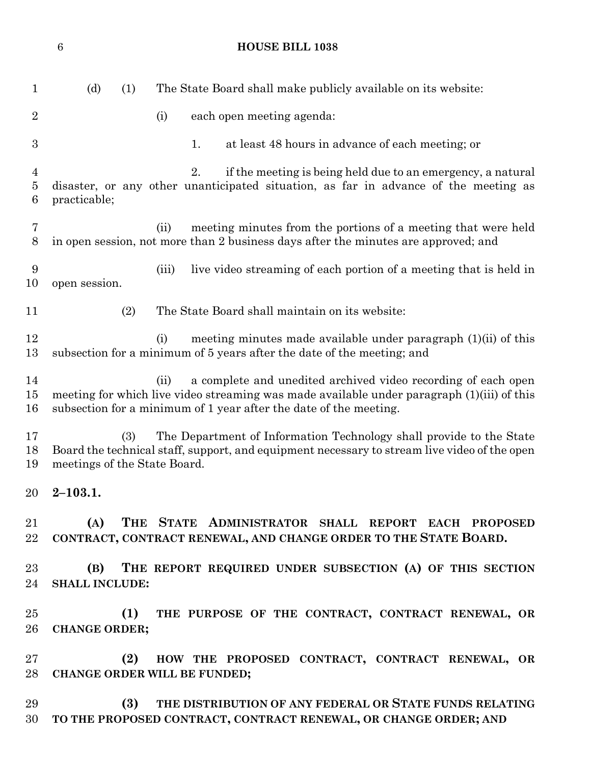(d) (1) The State Board shall make publicly available on its website:

(i) each open meeting agenda:

1. at least 48 hours in advance of each meeting; or

2. if the meeting is being held due to an emergency, a natural disaster, or any other unanticipated situation, as far in advance of the meeting as practicable;

(ii) meeting minutes from the portions of a meeting that were held in open session, not more than 2 business days after the minutes are approved; and

(iii) live video streaming of each portion of a meeting that is held in open session.

(2) The State Board shall maintain on its website:

(i) meeting minutes made available under paragraph (1)(ii) of this subsection for a minimum of 5 years after the date of the meeting; and

(ii) a complete and unedited archived video recording of each open meeting for which live video streaming was made available under paragraph (1)(iii) of this subsection for a minimum of 1 year after the date of the meeting.

(3) The Department of Information Technology shall provide to the State Board the technical staff, support, and equipment necessary to stream live video of the open meetings of the State Board.

**2–103.1.**

**(A) THE STATE ADMINISTRATOR SHALL REPORT EACH PROPOSED CONTRACT, CONTRACT RENEWAL, AND CHANGE ORDER TO THE STATE BOARD.**

**(B) THE REPORT REQUIRED UNDER SUBSECTION (A) OF THIS SECTION SHALL INCLUDE:**

**(1) THE PURPOSE OF THE CONTRACT, CONTRACT RENEWAL, OR CHANGE ORDER;**

**(2) HOW THE PROPOSED CONTRACT, CONTRACT RENEWAL, OR CHANGE ORDER WILL BE FUNDED;**

**(3) THE DISTRIBUTION OF ANY FEDERAL OR STATE FUNDS RELATING TO THE PROPOSED CONTRACT, CONTRACT RENEWAL, OR CHANGE ORDER; AND**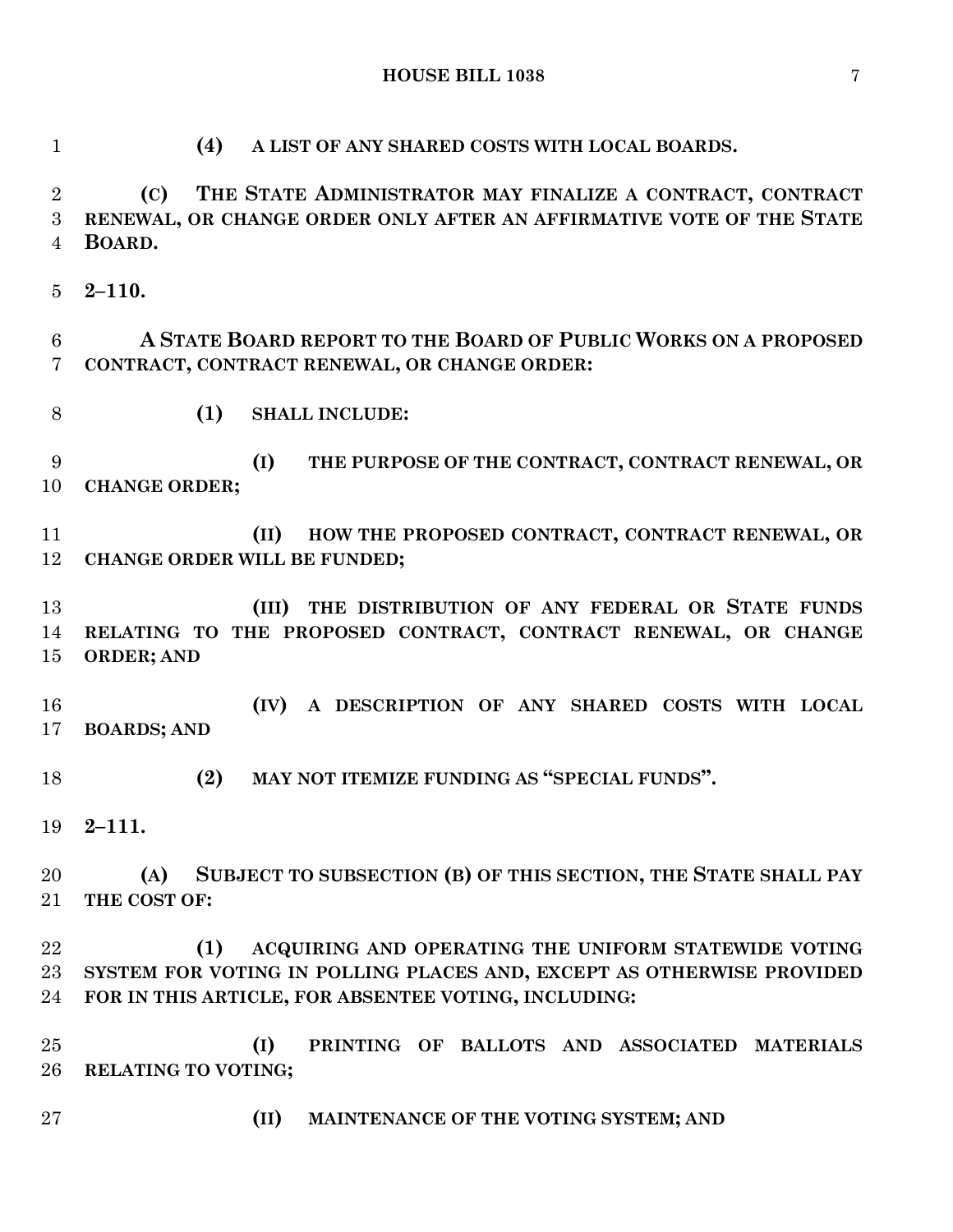**(4) A LIST OF ANY SHARED COSTS WITH LOCAL BOARDS.**

**(C) THE STATE ADMINISTRATOR MAY FINALIZE A CONTRACT, CONTRACT RENEWAL, OR CHANGE ORDER ONLY AFTER AN AFFIRMATIVE VOTE OF THE STATE BOARD.**

**2–110.**

**A STATE BOARD REPORT TO THE BOARD OF PUBLIC WORKS ON A PROPOSED CONTRACT, CONTRACT RENEWAL, OR CHANGE ORDER:**

**(1) SHALL INCLUDE:**

**(I) THE PURPOSE OF THE CONTRACT, CONTRACT RENEWAL, OR CHANGE ORDER;**

**(II) HOW THE PROPOSED CONTRACT, CONTRACT RENEWAL, OR CHANGE ORDER WILL BE FUNDED;**

**(III) THE DISTRIBUTION OF ANY FEDERAL OR STATE FUNDS RELATING TO THE PROPOSED CONTRACT, CONTRACT RENEWAL, OR CHANGE ORDER; AND**

**(IV) A DESCRIPTION OF ANY SHARED COSTS WITH LOCAL BOARDS; AND**

**(2) MAY NOT ITEMIZE FUNDING AS "SPECIAL FUNDS".**

**2–111.**

**(A) SUBJECT TO SUBSECTION (B) OF THIS SECTION, THE STATE SHALL PAY THE COST OF:**

**(1) ACQUIRING AND OPERATING THE UNIFORM STATEWIDE VOTING SYSTEM FOR VOTING IN POLLING PLACES AND, EXCEPT AS OTHERWISE PROVIDED FOR IN THIS ARTICLE, FOR ABSENTEE VOTING, INCLUDING:**

**(I) PRINTING OF BALLOTS AND ASSOCIATED MATERIALS RELATING TO VOTING;**

**(II) MAINTENANCE OF THE VOTING SYSTEM; AND**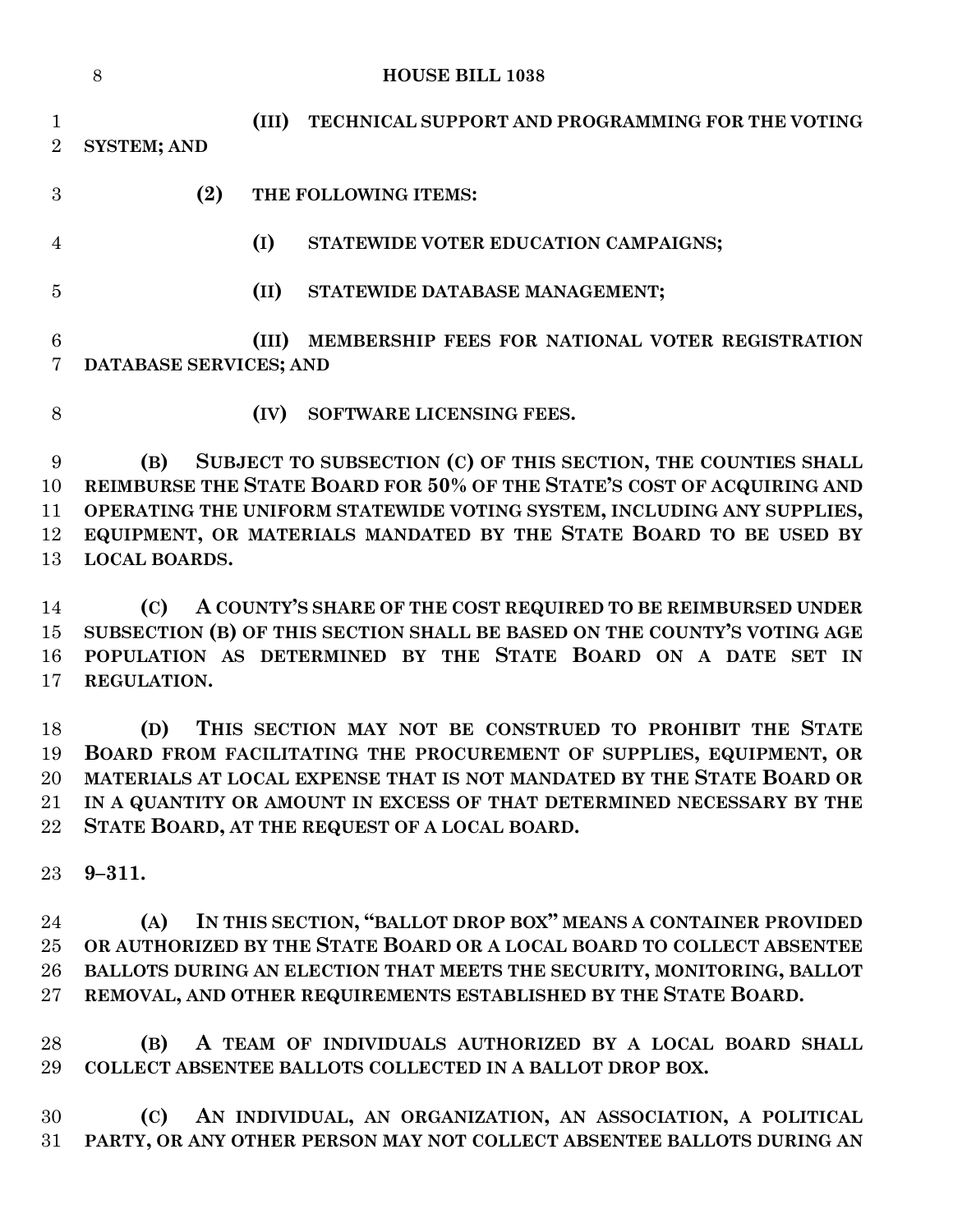**(III) TECHNICAL SUPPORT AND PROGRAMMING FOR THE VOTING SYSTEM; AND**

**(2) THE FOLLOWING ITEMS:**

**(I) STATEWIDE VOTER EDUCATION CAMPAIGNS;**

**(II) STATEWIDE DATABASE MANAGEMENT;**

**(III) MEMBERSHIP FEES FOR NATIONAL VOTER REGISTRATION DATABASE SERVICES; AND**

**(IV) SOFTWARE LICENSING FEES.**

**(B) SUBJECT TO SUBSECTION (C) OF THIS SECTION, THE COUNTIES SHALL REIMBURSE THE STATE BOARD FOR 50% OF THE STATE'S COST OF ACQUIRING AND OPERATING THE UNIFORM STATEWIDE VOTING SYSTEM, INCLUDING ANY SUPPLIES, EQUIPMENT, OR MATERIALS MANDATED BY THE STATE BOARD TO BE USED BY LOCAL BOARDS.**

**(C) A COUNTY'S SHARE OF THE COST REQUIRED TO BE REIMBURSED UNDER SUBSECTION (B) OF THIS SECTION SHALL BE BASED ON THE COUNTY'S VOTING AGE POPULATION AS DETERMINED BY THE STATE BOARD ON A DATE SET IN REGULATION.**

**(D) THIS SECTION MAY NOT BE CONSTRUED TO PROHIBIT THE STATE BOARD FROM FACILITATING THE PROCUREMENT OF SUPPLIES, EQUIPMENT, OR MATERIALS AT LOCAL EXPENSE THAT IS NOT MANDATED BY THE STATE BOARD OR IN A QUANTITY OR AMOUNT IN EXCESS OF THAT DETERMINED NECESSARY BY THE STATE BOARD, AT THE REQUEST OF A LOCAL BOARD.**

**9–311.**

**(A) IN THIS SECTION, "BALLOT DROP BOX" MEANS A CONTAINER PROVIDED OR AUTHORIZED BY THE STATE BOARD OR A LOCAL BOARD TO COLLECT ABSENTEE BALLOTS DURING AN ELECTION THAT MEETS THE SECURITY, MONITORING, BALLOT REMOVAL, AND OTHER REQUIREMENTS ESTABLISHED BY THE STATE BOARD.**

**(B) A TEAM OF INDIVIDUALS AUTHORIZED BY A LOCAL BOARD SHALL COLLECT ABSENTEE BALLOTS COLLECTED IN A BALLOT DROP BOX.**

**(C) AN INDIVIDUAL, AN ORGANIZATION, AN ASSOCIATION, A POLITICAL PARTY, OR ANY OTHER PERSON MAY NOT COLLECT ABSENTEE BALLOTS DURING AN**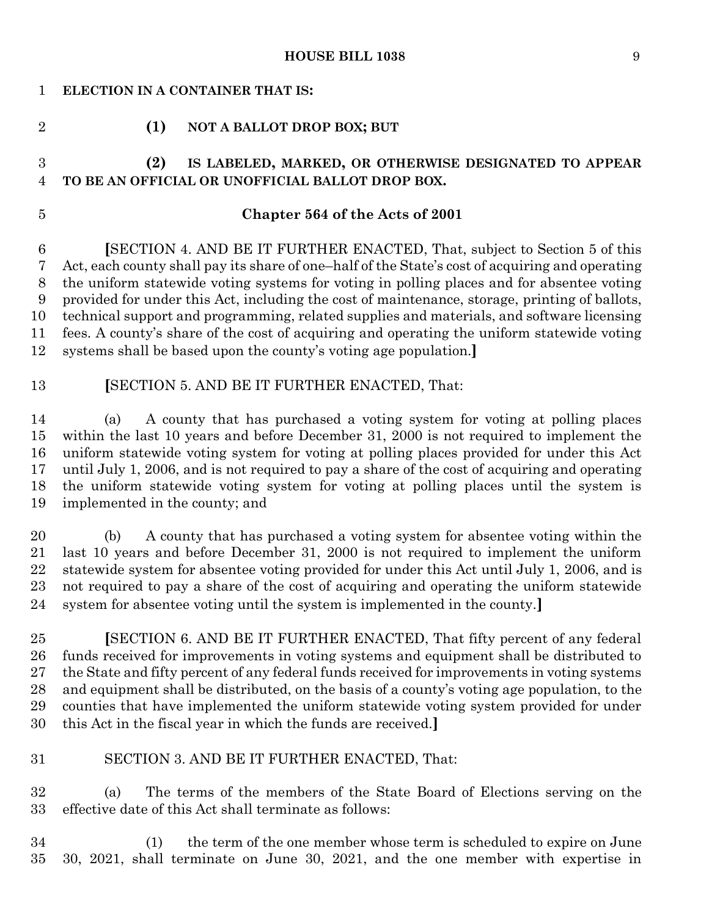**ELECTION IN A CONTAINER THAT IS:**

**(1) NOT A BALLOT DROP BOX; BUT**

**(2) IS LABELED, MARKED, OR OTHERWISE DESIGNATED TO APPEAR TO BE AN OFFICIAL OR UNOFFICIAL BALLOT DROP BOX.**

**Chapter 564 of the Acts of 2001**

**[**SECTION 4. AND BE IT FURTHER ENACTED, That, subject to Section 5 of this Act, each county shall pay its share of one–half of the State's cost of acquiring and operating the uniform statewide voting systems for voting in polling places and for absentee voting provided for under this Act, including the cost of maintenance, storage, printing of ballots, technical support and programming, related supplies and materials, and software licensing fees. A county's share of the cost of acquiring and operating the uniform statewide voting systems shall be based upon the county's voting age population.**]**

**[**SECTION 5. AND BE IT FURTHER ENACTED, That:

(a) A county that has purchased a voting system for voting at polling places within the last 10 years and before December 31, 2000 is not required to implement the uniform statewide voting system for voting at polling places provided for under this Act until July 1, 2006, and is not required to pay a share of the cost of acquiring and operating the uniform statewide voting system for voting at polling places until the system is implemented in the county; and

(b) A county that has purchased a voting system for absentee voting within the last 10 years and before December 31, 2000 is not required to implement the uniform statewide system for absentee voting provided for under this Act until July 1, 2006, and is not required to pay a share of the cost of acquiring and operating the uniform statewide system for absentee voting until the system is implemented in the county.**]**

**[**SECTION 6. AND BE IT FURTHER ENACTED, That fifty percent of any federal funds received for improvements in voting systems and equipment shall be distributed to the State and fifty percent of any federal funds received for improvements in voting systems and equipment shall be distributed, on the basis of a county's voting age population, to the counties that have implemented the uniform statewide voting system provided for under this Act in the fiscal year in which the funds are received.**]**

SECTION 3. AND BE IT FURTHER ENACTED, That:

(a) The terms of the members of the State Board of Elections serving on the effective date of this Act shall terminate as follows:

(1) the term of the one member whose term is scheduled to expire on June 30, 2021, shall terminate on June 30, 2021, and the one member with expertise in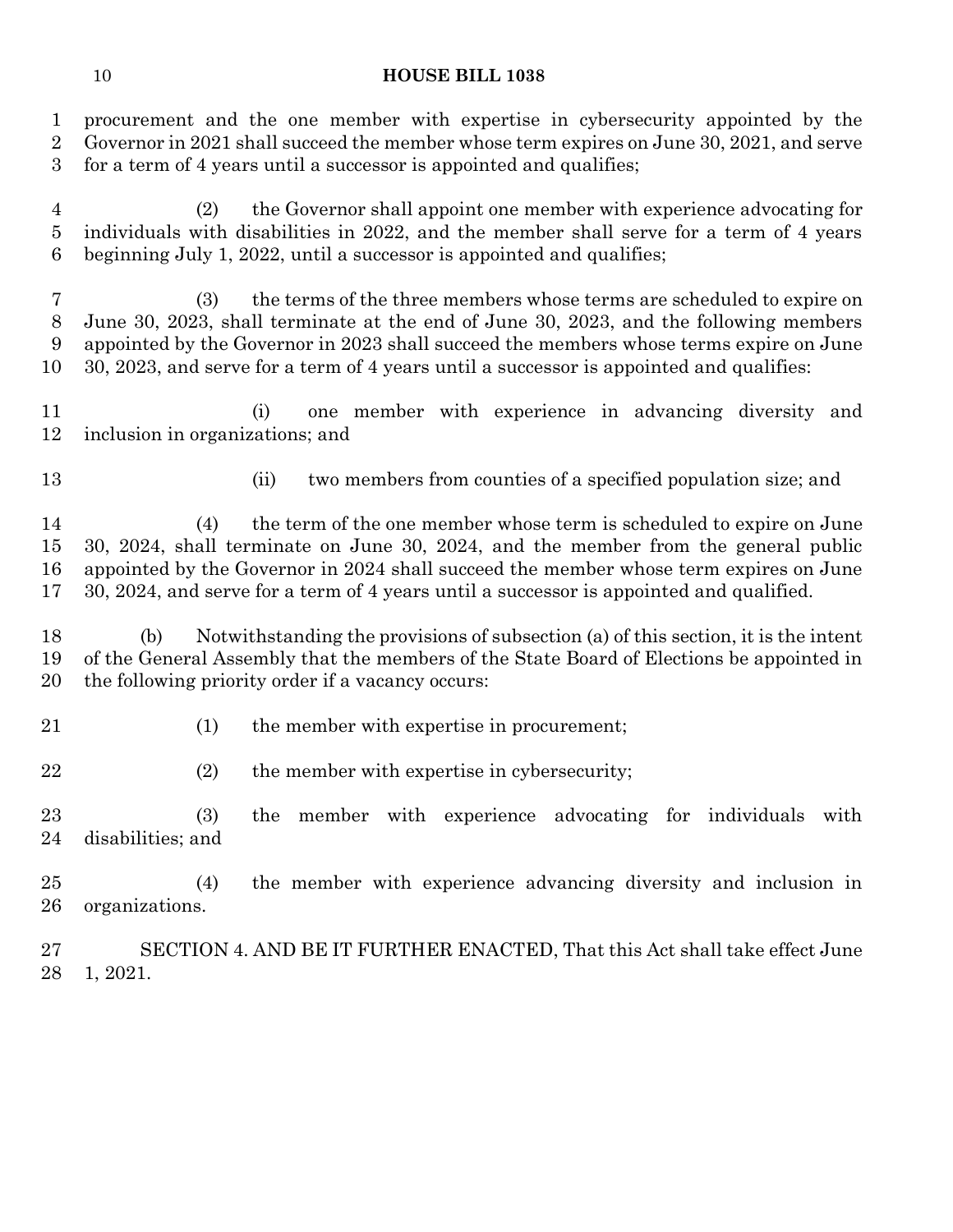procurement and the one member with expertise in cybersecurity appointed by the Governor in 2021 shall succeed the member whose term expires on June 30, 2021, and serve for a term of 4 years until a successor is appointed and qualifies;

(2) the Governor shall appoint one member with experience advocating for individuals with disabilities in 2022, and the member shall serve for a term of 4 years beginning July 1, 2022, until a successor is appointed and qualifies;

(3) the terms of the three members whose terms are scheduled to expire on June 30, 2023, shall terminate at the end of June 30, 2023, and the following members appointed by the Governor in 2023 shall succeed the members whose terms expire on June 30, 2023, and serve for a term of 4 years until a successor is appointed and qualifies:

(i) one member with experience in advancing diversity and inclusion in organizations; and

(ii) two members from counties of a specified population size; and

(4) the term of the one member whose term is scheduled to expire on June 30, 2024, shall terminate on June 30, 2024, and the member from the general public appointed by the Governor in 2024 shall succeed the member whose term expires on June 30, 2024, and serve for a term of 4 years until a successor is appointed and qualified.

(b) Notwithstanding the provisions of subsection (a) of this section, it is the intent of the General Assembly that the members of the State Board of Elections be appointed in the following priority order if a vacancy occurs:

(1) the member with expertise in procurement;

(2) the member with expertise in cybersecurity;

(3) the member with experience advocating for individuals with disabilities; and

(4) the member with experience advancing diversity and inclusion in organizations.

SECTION 4. AND BE IT FURTHER ENACTED, That this Act shall take effect June 1, 2021.